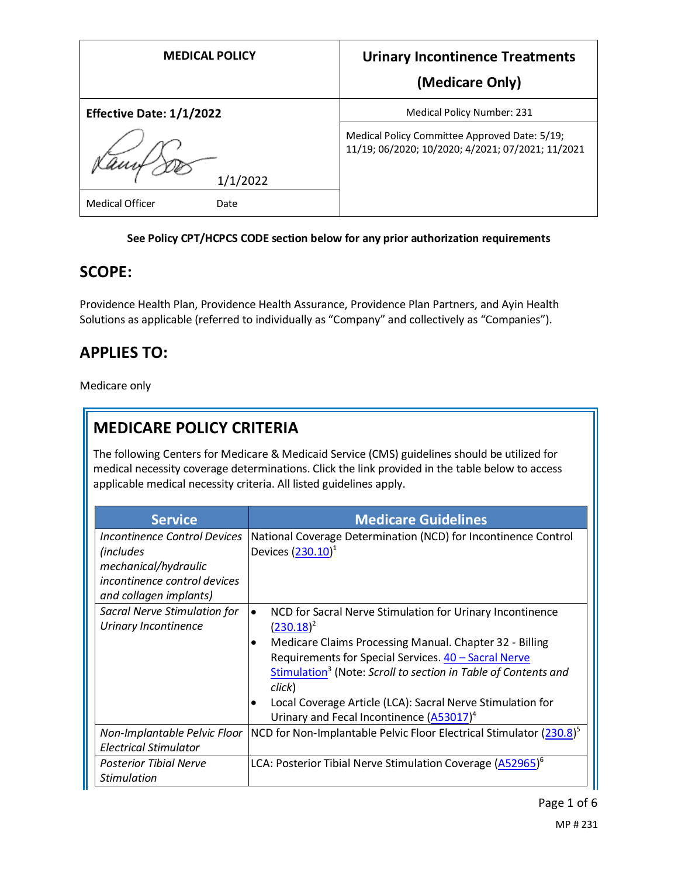| MEDICAL POLICY | Urinary Incontinence Treatments (Medicare Only) |
|---|---|
| **Effective Date: 1/1/2022** | Medical Policy Number: 231 |
| 1/1/2022 | Medical Policy Committee Approved Date: 5/19; 11/19; 06/2020; 10/2020; 4/2021; 07/2021; 11/2021 |
| Medical Officer Date | |

**See Policy CPT/HCPCS CODE section below for any prior authorization requirements**

## SCOPE:

Providence Health Plan, Providence Health Assurance, Providence Plan Partners, and Ayin Health Solutions as applicable (referred to individually as "Company" and collectively as "Companies").

## APPLIES TO:

Medicare only

## MEDICARE POLICY CRITERIA

The following Centers for Medicare & Medicaid Service (CMS) guidelines should be utilized for medical necessity coverage determinations. Click the link provided in the table below to access applicable medical necessity criteria. All listed guidelines apply.

| Service | Medicare Guidelines |
|---|---|
| *Incontinence Control Devices (includes mechanical/hydraulic incontinence control devices and collagen implants)* | National Coverage Determination (NCD) for Incontinence Control Devices (230.10)[1] |
| *Sacral Nerve Stimulation for Urinary Incontinence* | • NCD for Sacral Nerve Stimulation for Urinary Incontinence (230.18)[2]<br>• Medicare Claims Processing Manual. Chapter 32 - Billing Requirements for Special Services. 40 – Sacral Nerve Stimulation[3] (Note: *Scroll to section in Table of Contents and click*)<br>• Local Coverage Article (LCA): Sacral Nerve Stimulation for Urinary and Fecal Incontinence (A53017)[4] |
| *Non-Implantable Pelvic Floor Electrical Stimulator* | NCD for Non-Implantable Pelvic Floor Electrical Stimulator (230.8)[5] |
| *Posterior Tibial Nerve Stimulation* | LCA: Posterior Tibial Nerve Stimulation Coverage (A52965)[6] |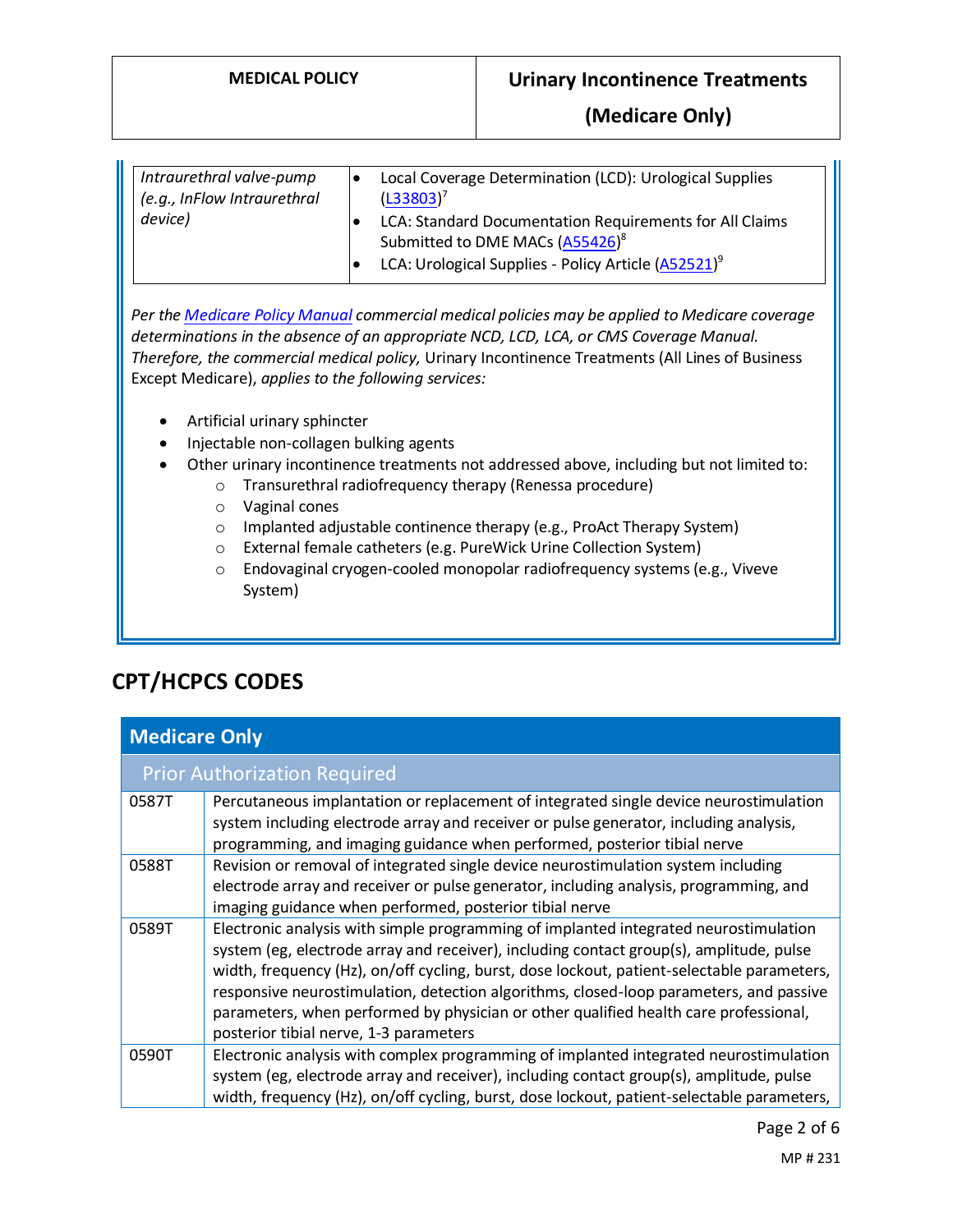| | |
|---|---|
| *Intraurethral valve-pump (e.g., InFlow Intraurethral device)* | • Local Coverage Determination (LCD): Urological Supplies (L33803)[7]<br>• LCA: Standard Documentation Requirements for All Claims Submitted to DME MACs (A55426)[8]<br>• LCA: Urological Supplies - Policy Article (A52521)[9] |

*Per the Medicare Policy Manual commercial medical policies may be applied to Medicare coverage determinations in the absence of an appropriate NCD, LCD, LCA, or CMS Coverage Manual. Therefore, the commercial medical policy,* Urinary Incontinence Treatments (All Lines of Business Except Medicare), *applies to the following services:*

- Artificial urinary sphincter
- Injectable non-collagen bulking agents
- Other urinary incontinence treatments not addressed above, including but not limited to:
  - Transurethral radiofrequency therapy (Renessa procedure)
  - Vaginal cones
  - Implanted adjustable continence therapy (e.g., ProAct Therapy System)
  - External female catheters (e.g. PureWick Urine Collection System)
  - Endovaginal cryogen-cooled monopolar radiofrequency systems (e.g., Viveve System)

## CPT/HCPCS CODES

| Medicare Only | |
|---|---|
| **Prior Authorization Required** | |
| 0587T | Percutaneous implantation or replacement of integrated single device neurostimulation system including electrode array and receiver or pulse generator, including analysis, programming, and imaging guidance when performed, posterior tibial nerve |
| 0588T | Revision or removal of integrated single device neurostimulation system including electrode array and receiver or pulse generator, including analysis, programming, and imaging guidance when performed, posterior tibial nerve |
| 0589T | Electronic analysis with simple programming of implanted integrated neurostimulation system (eg, electrode array and receiver), including contact group(s), amplitude, pulse width, frequency (Hz), on/off cycling, burst, dose lockout, patient-selectable parameters, responsive neurostimulation, detection algorithms, closed-loop parameters, and passive parameters, when performed by physician or other qualified health care professional, posterior tibial nerve, 1-3 parameters |
| 0590T | Electronic analysis with complex programming of implanted integrated neurostimulation system (eg, electrode array and receiver), including contact group(s), amplitude, pulse width, frequency (Hz), on/off cycling, burst, dose lockout, patient-selectable parameters, |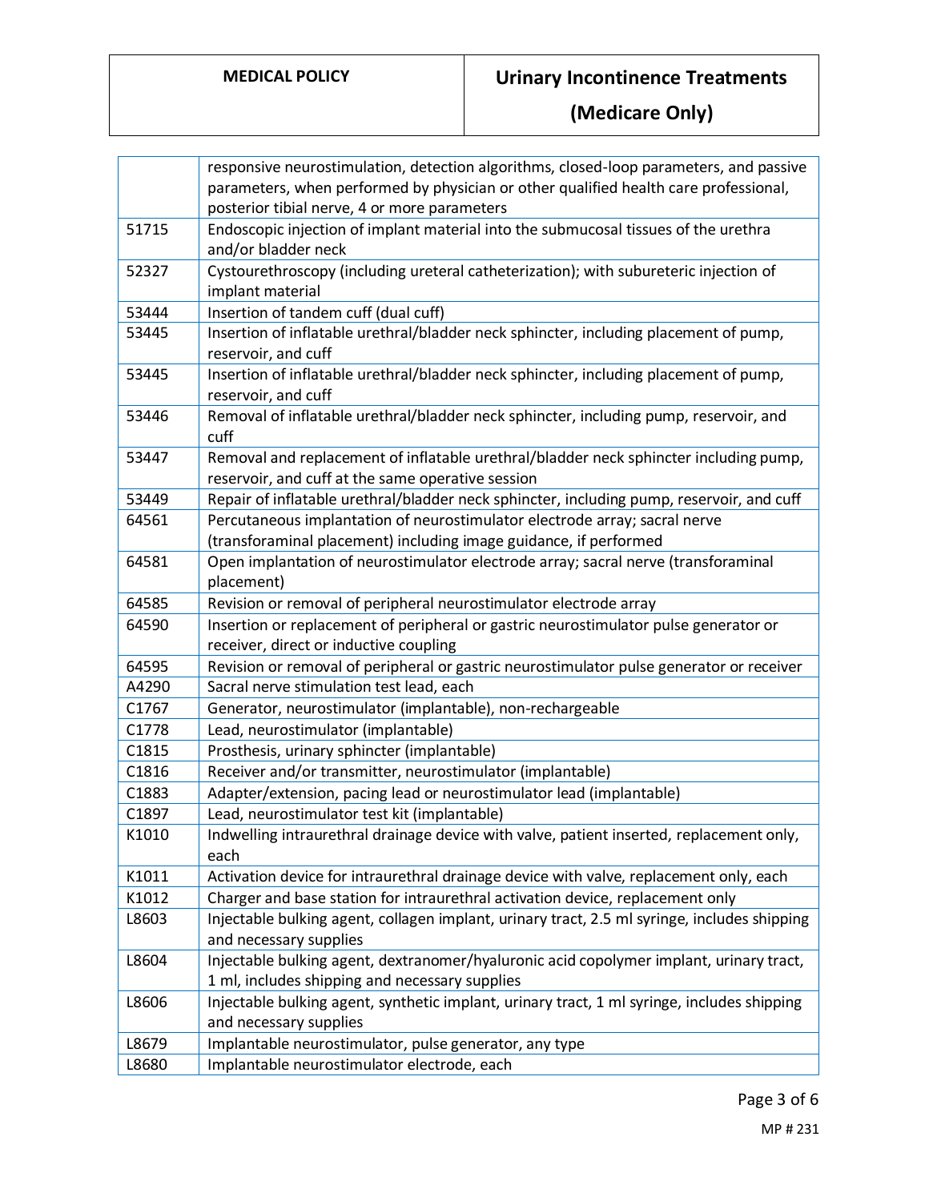| | |
|---|---|
| | responsive neurostimulation, detection algorithms, closed-loop parameters, and passive parameters, when performed by physician or other qualified health care professional, posterior tibial nerve, 4 or more parameters |
| 51715 | Endoscopic injection of implant material into the submucosal tissues of the urethra and/or bladder neck |
| 52327 | Cystourethroscopy (including ureteral catheterization); with subureteric injection of implant material |
| 53444 | Insertion of tandem cuff (dual cuff) |
| 53445 | Insertion of inflatable urethral/bladder neck sphincter, including placement of pump, reservoir, and cuff |
| 53445 | Insertion of inflatable urethral/bladder neck sphincter, including placement of pump, reservoir, and cuff |
| 53446 | Removal of inflatable urethral/bladder neck sphincter, including pump, reservoir, and cuff |
| 53447 | Removal and replacement of inflatable urethral/bladder neck sphincter including pump, reservoir, and cuff at the same operative session |
| 53449 | Repair of inflatable urethral/bladder neck sphincter, including pump, reservoir, and cuff |
| 64561 | Percutaneous implantation of neurostimulator electrode array; sacral nerve (transforaminal placement) including image guidance, if performed |
| 64581 | Open implantation of neurostimulator electrode array; sacral nerve (transforaminal placement) |
| 64585 | Revision or removal of peripheral neurostimulator electrode array |
| 64590 | Insertion or replacement of peripheral or gastric neurostimulator pulse generator or receiver, direct or inductive coupling |
| 64595 | Revision or removal of peripheral or gastric neurostimulator pulse generator or receiver |
| A4290 | Sacral nerve stimulation test lead, each |
| C1767 | Generator, neurostimulator (implantable), non-rechargeable |
| C1778 | Lead, neurostimulator (implantable) |
| C1815 | Prosthesis, urinary sphincter (implantable) |
| C1816 | Receiver and/or transmitter, neurostimulator (implantable) |
| C1883 | Adapter/extension, pacing lead or neurostimulator lead (implantable) |
| C1897 | Lead, neurostimulator test kit (implantable) |
| K1010 | Indwelling intraurethral drainage device with valve, patient inserted, replacement only, each |
| K1011 | Activation device for intraurethral drainage device with valve, replacement only, each |
| K1012 | Charger and base station for intraurethral activation device, replacement only |
| L8603 | Injectable bulking agent, collagen implant, urinary tract, 2.5 ml syringe, includes shipping and necessary supplies |
| L8604 | Injectable bulking agent, dextranomer/hyaluronic acid copolymer implant, urinary tract, 1 ml, includes shipping and necessary supplies |
| L8606 | Injectable bulking agent, synthetic implant, urinary tract, 1 ml syringe, includes shipping and necessary supplies |
| L8679 | Implantable neurostimulator, pulse generator, any type |
| L8680 | Implantable neurostimulator electrode, each |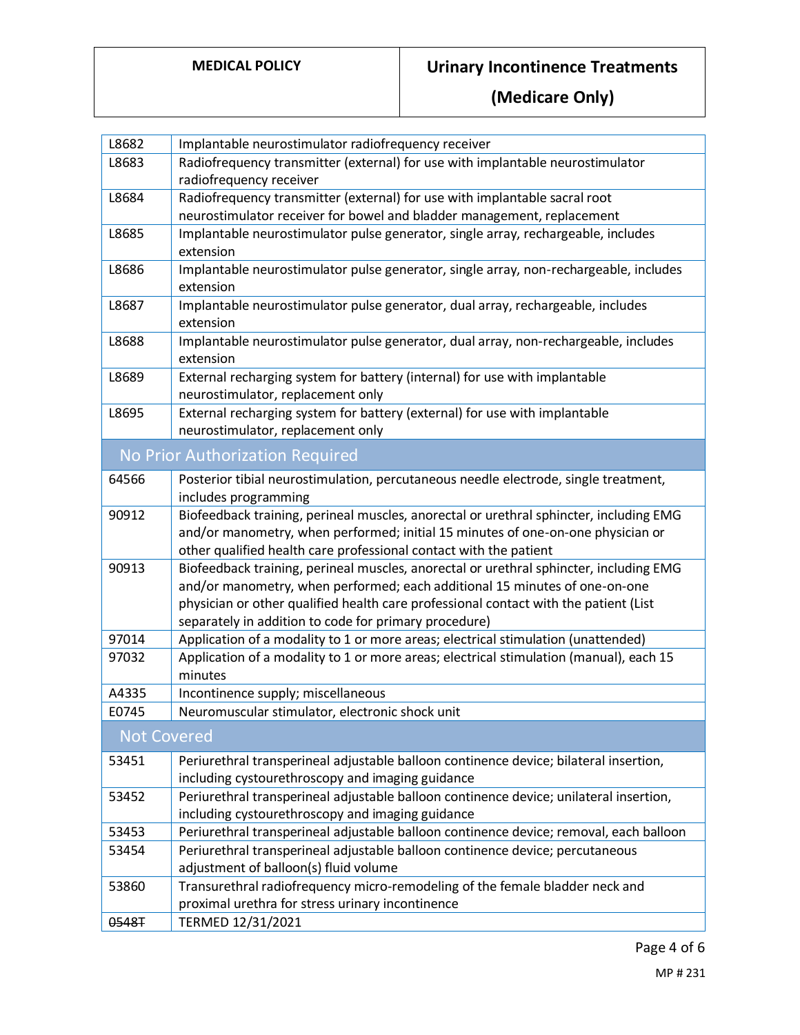| | |
|---|---|
| L8682 | Implantable neurostimulator radiofrequency receiver |
| L8683 | Radiofrequency transmitter (external) for use with implantable neurostimulator radiofrequency receiver |
| L8684 | Radiofrequency transmitter (external) for use with implantable sacral root neurostimulator receiver for bowel and bladder management, replacement |
| L8685 | Implantable neurostimulator pulse generator, single array, rechargeable, includes extension |
| L8686 | Implantable neurostimulator pulse generator, single array, non-rechargeable, includes extension |
| L8687 | Implantable neurostimulator pulse generator, dual array, rechargeable, includes extension |
| L8688 | Implantable neurostimulator pulse generator, dual array, non-rechargeable, includes extension |
| L8689 | External recharging system for battery (internal) for use with implantable neurostimulator, replacement only |
| L8695 | External recharging system for battery (external) for use with implantable neurostimulator, replacement only |
| **No Prior Authorization Required** | |
| 64566 | Posterior tibial neurostimulation, percutaneous needle electrode, single treatment, includes programming |
| 90912 | Biofeedback training, perineal muscles, anorectal or urethral sphincter, including EMG and/or manometry, when performed; initial 15 minutes of one-on-one physician or other qualified health care professional contact with the patient |
| 90913 | Biofeedback training, perineal muscles, anorectal or urethral sphincter, including EMG and/or manometry, when performed; each additional 15 minutes of one-on-one physician or other qualified health care professional contact with the patient (List separately in addition to code for primary procedure) |
| 97014 | Application of a modality to 1 or more areas; electrical stimulation (unattended) |
| 97032 | Application of a modality to 1 or more areas; electrical stimulation (manual), each 15 minutes |
| A4335 | Incontinence supply; miscellaneous |
| E0745 | Neuromuscular stimulator, electronic shock unit |
| **Not Covered** | |
| 53451 | Periurethral transperineal adjustable balloon continence device; bilateral insertion, including cystourethroscopy and imaging guidance |
| 53452 | Periurethral transperineal adjustable balloon continence device; unilateral insertion, including cystourethroscopy and imaging guidance |
| 53453 | Periurethral transperineal adjustable balloon continence device; removal, each balloon |
| 53454 | Periurethral transperineal adjustable balloon continence device; percutaneous adjustment of balloon(s) fluid volume |
| 53860 | Transurethral radiofrequency micro-remodeling of the female bladder neck and proximal urethra for stress urinary incontinence |
| ~~0548T~~ | TERMED 12/31/2021 |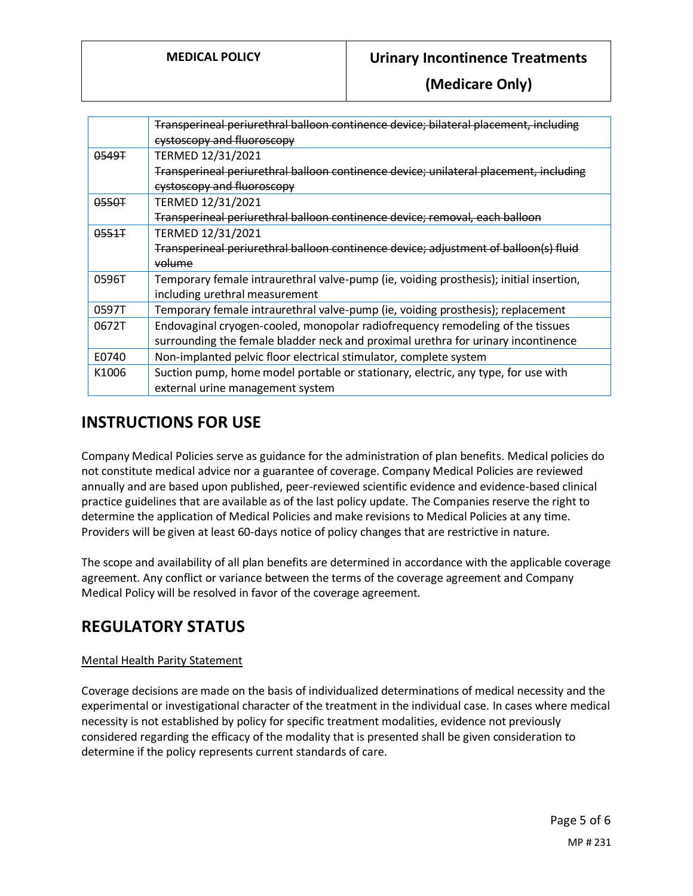| | |
|---|---|
| | ~~Transperineal periurethral balloon continence device; bilateral placement, including cystoscopy and fluoroscopy~~ |
| ~~0549T~~ | TERMED 12/31/2021<br>~~Transperineal periurethral balloon continence device; unilateral placement, including cystoscopy and fluoroscopy~~ |
| ~~0550T~~ | TERMED 12/31/2021<br>~~Transperineal periurethral balloon continence device; removal, each balloon~~ |
| ~~0551T~~ | TERMED 12/31/2021<br>~~Transperineal periurethral balloon continence device; adjustment of balloon(s) fluid volume~~ |
| 0596T | Temporary female intraurethral valve-pump (ie, voiding prosthesis); initial insertion, including urethral measurement |
| 0597T | Temporary female intraurethral valve-pump (ie, voiding prosthesis); replacement |
| 0672T | Endovaginal cryogen-cooled, monopolar radiofrequency remodeling of the tissues surrounding the female bladder neck and proximal urethra for urinary incontinence |
| E0740 | Non-implanted pelvic floor electrical stimulator, complete system |
| K1006 | Suction pump, home model portable or stationary, electric, any type, for use with external urine management system |

# INSTRUCTIONS FOR USE

Company Medical Policies serve as guidance for the administration of plan benefits. Medical policies do not constitute medical advice nor a guarantee of coverage. Company Medical Policies are reviewed annually and are based upon published, peer-reviewed scientific evidence and evidence-based clinical practice guidelines that are available as of the last policy update. The Companies reserve the right to determine the application of Medical Policies and make revisions to Medical Policies at any time. Providers will be given at least 60-days notice of policy changes that are restrictive in nature.

The scope and availability of all plan benefits are determined in accordance with the applicable coverage agreement. Any conflict or variance between the terms of the coverage agreement and Company Medical Policy will be resolved in favor of the coverage agreement.

# REGULATORY STATUS

<u>Mental Health Parity Statement</u>

Coverage decisions are made on the basis of individualized determinations of medical necessity and the experimental or investigational character of the treatment in the individual case. In cases where medical necessity is not established by policy for specific treatment modalities, evidence not previously considered regarding the efficacy of the modality that is presented shall be given consideration to determine if the policy represents current standards of care.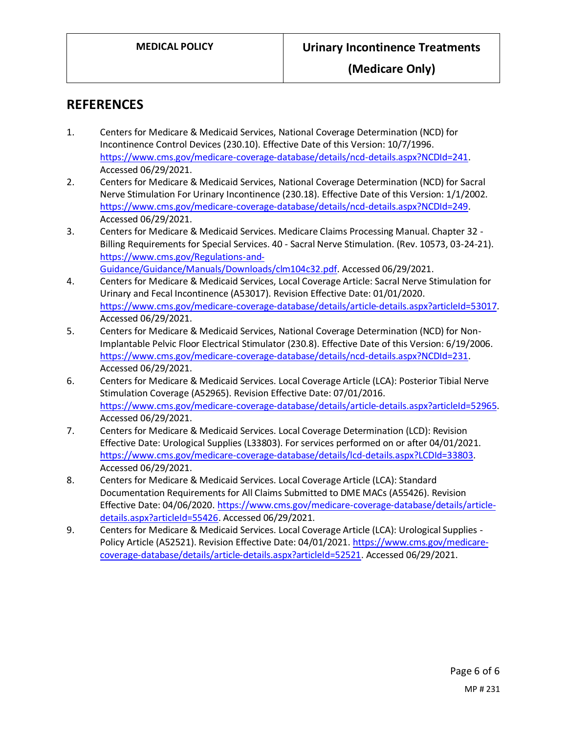## REFERENCES

1. Centers for Medicare & Medicaid Services, National Coverage Determination (NCD) for Incontinence Control Devices (230.10). Effective Date of this Version: 10/7/1996. https://www.cms.gov/medicare-coverage-database/details/ncd-details.aspx?NCDId=241. Accessed 06/29/2021.
2. Centers for Medicare & Medicaid Services, National Coverage Determination (NCD) for Sacral Nerve Stimulation For Urinary Incontinence (230.18). Effective Date of this Version: 1/1/2002. https://www.cms.gov/medicare-coverage-database/details/ncd-details.aspx?NCDId=249. Accessed 06/29/2021.
3. Centers for Medicare & Medicaid Services. Medicare Claims Processing Manual. Chapter 32 - Billing Requirements for Special Services. 40 - Sacral Nerve Stimulation. (Rev. 10573, 03-24-21). https://www.cms.gov/Regulations-and-Guidance/Guidance/Manuals/Downloads/clm104c32.pdf. Accessed 06/29/2021.
4. Centers for Medicare & Medicaid Services, Local Coverage Article: Sacral Nerve Stimulation for Urinary and Fecal Incontinence (A53017). Revision Effective Date: 01/01/2020. https://www.cms.gov/medicare-coverage-database/details/article-details.aspx?articleId=53017. Accessed 06/29/2021.
5. Centers for Medicare & Medicaid Services, National Coverage Determination (NCD) for Non-Implantable Pelvic Floor Electrical Stimulator (230.8). Effective Date of this Version: 6/19/2006. https://www.cms.gov/medicare-coverage-database/details/ncd-details.aspx?NCDId=231. Accessed 06/29/2021.
6. Centers for Medicare & Medicaid Services. Local Coverage Article (LCA): Posterior Tibial Nerve Stimulation Coverage (A52965). Revision Effective Date: 07/01/2016. https://www.cms.gov/medicare-coverage-database/details/article-details.aspx?articleId=52965. Accessed 06/29/2021.
7. Centers for Medicare & Medicaid Services. Local Coverage Determination (LCD): Revision Effective Date: Urological Supplies (L33803). For services performed on or after 04/01/2021. https://www.cms.gov/medicare-coverage-database/details/lcd-details.aspx?LCDId=33803. Accessed 06/29/2021.
8. Centers for Medicare & Medicaid Services. Local Coverage Article (LCA): Standard Documentation Requirements for All Claims Submitted to DME MACs (A55426). Revision Effective Date: 04/06/2020. https://www.cms.gov/medicare-coverage-database/details/article-details.aspx?articleId=55426. Accessed 06/29/2021.
9. Centers for Medicare & Medicaid Services. Local Coverage Article (LCA): Urological Supplies - Policy Article (A52521). Revision Effective Date: 04/01/2021. https://www.cms.gov/medicare-coverage-database/details/article-details.aspx?articleId=52521. Accessed 06/29/2021.